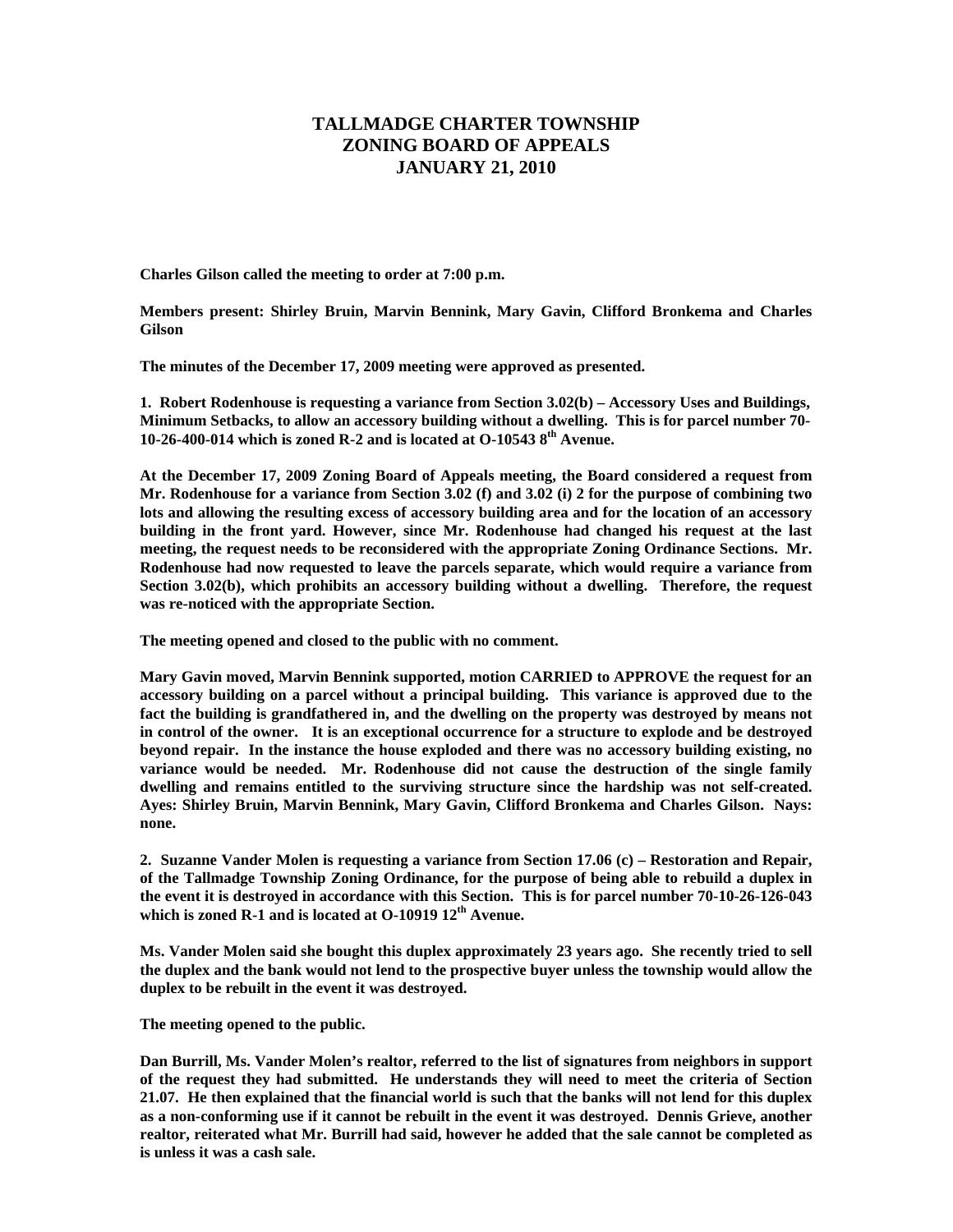# TALLMADGE CHARTER TOWNSHIP
# ZONING BOARD OF APPEALS
# JANUARY 21, 2010

**Charles Gilson called the meeting to order at 7:00 p.m.**

**Members present: Shirley Bruin, Marvin Bennink, Mary Gavin, Clifford Bronkema and Charles Gilson**

**The minutes of the December 17, 2009 meeting were approved as presented.**

**1. Robert Rodenhouse is requesting a variance from Section 3.02(b) – Accessory Uses and Buildings, Minimum Setbacks, to allow an accessory building without a dwelling. This is for parcel number 70-10-26-400-014 which is zoned R-2 and is located at O-10543 8th Avenue.**

**At the December 17, 2009 Zoning Board of Appeals meeting, the Board considered a request from Mr. Rodenhouse for a variance from Section 3.02 (f) and 3.02 (i) 2 for the purpose of combining two lots and allowing the resulting excess of accessory building area and for the location of an accessory building in the front yard. However, since Mr. Rodenhouse had changed his request at the last meeting, the request needs to be reconsidered with the appropriate Zoning Ordinance Sections. Mr. Rodenhouse had now requested to leave the parcels separate, which would require a variance from Section 3.02(b), which prohibits an accessory building without a dwelling. Therefore, the request was re-noticed with the appropriate Section.**

**The meeting opened and closed to the public with no comment.**

**Mary Gavin moved, Marvin Bennink supported, motion CARRIED to APPROVE the request for an accessory building on a parcel without a principal building. This variance is approved due to the fact the building is grandfathered in, and the dwelling on the property was destroyed by means not in control of the owner. It is an exceptional occurrence for a structure to explode and be destroyed beyond repair. In the instance the house exploded and there was no accessory building existing, no variance would be needed. Mr. Rodenhouse did not cause the destruction of the single family dwelling and remains entitled to the surviving structure since the hardship was not self-created. Ayes: Shirley Bruin, Marvin Bennink, Mary Gavin, Clifford Bronkema and Charles Gilson. Nays: none.**

**2. Suzanne Vander Molen is requesting a variance from Section 17.06 (c) – Restoration and Repair, of the Tallmadge Township Zoning Ordinance, for the purpose of being able to rebuild a duplex in the event it is destroyed in accordance with this Section. This is for parcel number 70-10-26-126-043 which is zoned R-1 and is located at O-10919 12th Avenue.**

**Ms. Vander Molen said she bought this duplex approximately 23 years ago. She recently tried to sell the duplex and the bank would not lend to the prospective buyer unless the township would allow the duplex to be rebuilt in the event it was destroyed.**

**The meeting opened to the public.**

**Dan Burrill, Ms. Vander Molen's realtor, referred to the list of signatures from neighbors in support of the request they had submitted. He understands they will need to meet the criteria of Section 21.07. He then explained that the financial world is such that the banks will not lend for this duplex as a non-conforming use if it cannot be rebuilt in the event it was destroyed. Dennis Grieve, another realtor, reiterated what Mr. Burrill had said, however he added that the sale cannot be completed as is unless it was a cash sale.**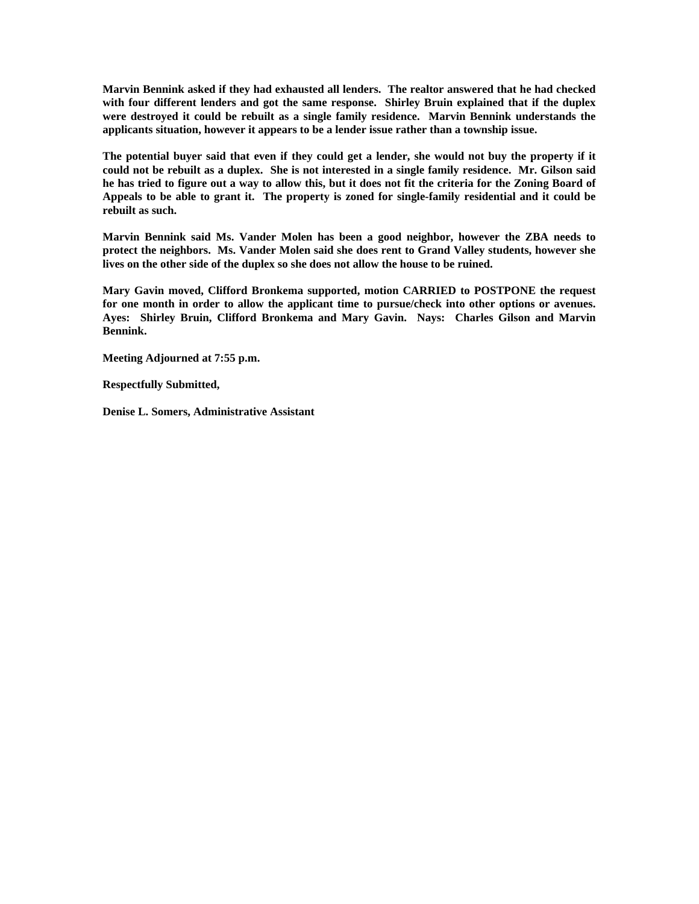**Marvin Bennink asked if they had exhausted all lenders. The realtor answered that he had checked with four different lenders and got the same response. Shirley Bruin explained that if the duplex were destroyed it could be rebuilt as a single family residence. Marvin Bennink understands the applicants situation, however it appears to be a lender issue rather than a township issue.**

**The potential buyer said that even if they could get a lender, she would not buy the property if it could not be rebuilt as a duplex. She is not interested in a single family residence. Mr. Gilson said he has tried to figure out a way to allow this, but it does not fit the criteria for the Zoning Board of Appeals to be able to grant it. The property is zoned for single-family residential and it could be rebuilt as such.**

**Marvin Bennink said Ms. Vander Molen has been a good neighbor, however the ZBA needs to protect the neighbors. Ms. Vander Molen said she does rent to Grand Valley students, however she lives on the other side of the duplex so she does not allow the house to be ruined.**

**Mary Gavin moved, Clifford Bronkema supported, motion CARRIED to POSTPONE the request for one month in order to allow the applicant time to pursue/check into other options or avenues. Ayes: Shirley Bruin, Clifford Bronkema and Mary Gavin. Nays: Charles Gilson and Marvin Bennink.**

**Meeting Adjourned at 7:55 p.m.**

**Respectfully Submitted,**

**Denise L. Somers, Administrative Assistant**